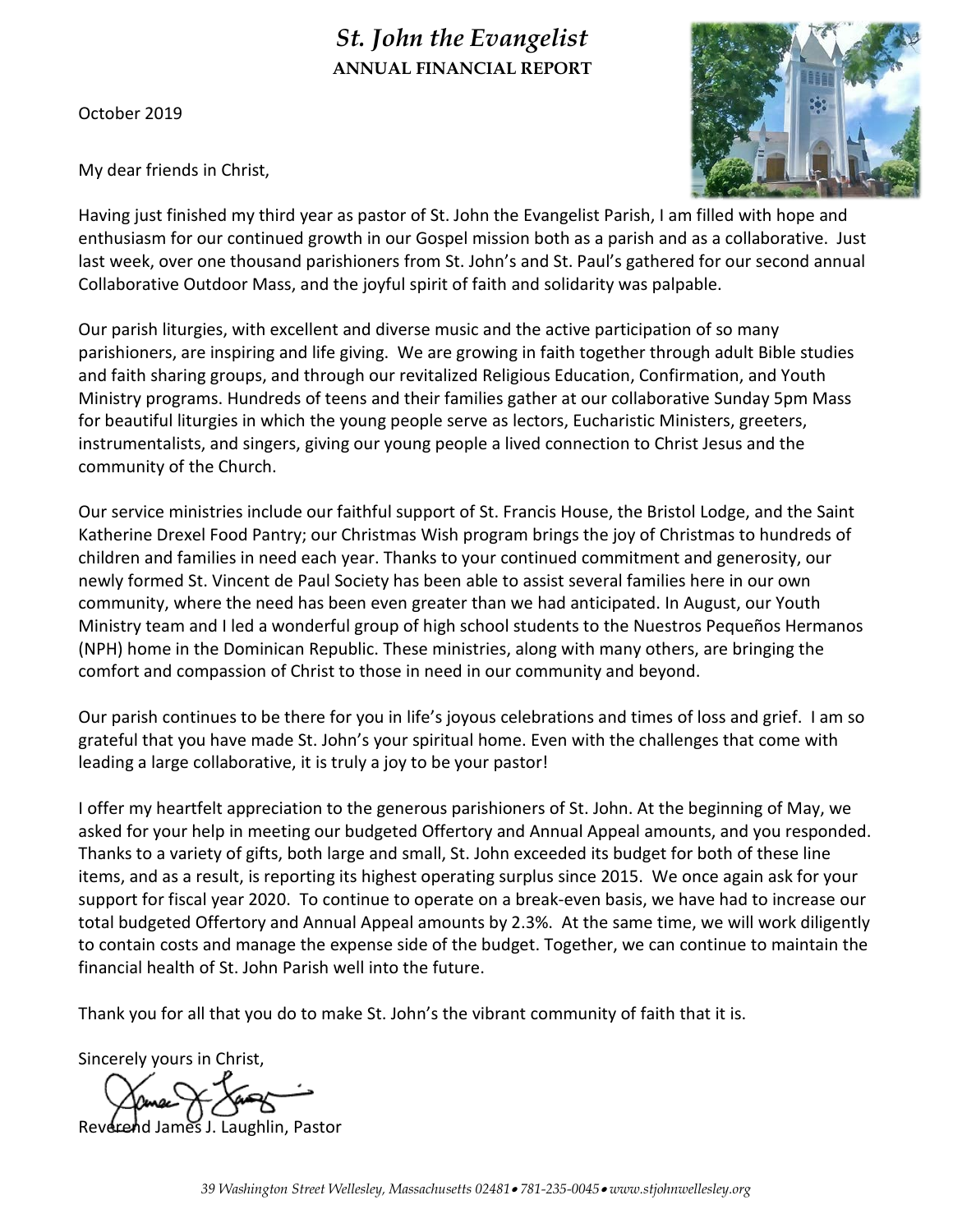# *St. John the Evangelist*
## ANNUAL FINANCIAL REPORT

October 2019

My dear friends in Christ,

Having just finished my third year as pastor of St. John the Evangelist Parish, I am filled with hope and enthusiasm for our continued growth in our Gospel mission both as a parish and as a collaborative. Just last week, over one thousand parishioners from St. John's and St. Paul's gathered for our second annual Collaborative Outdoor Mass, and the joyful spirit of faith and solidarity was palpable.

Our parish liturgies, with excellent and diverse music and the active participation of so many parishioners, are inspiring and life giving. We are growing in faith together through adult Bible studies and faith sharing groups, and through our revitalized Religious Education, Confirmation, and Youth Ministry programs. Hundreds of teens and their families gather at our collaborative Sunday 5pm Mass for beautiful liturgies in which the young people serve as lectors, Eucharistic Ministers, greeters, instrumentalists, and singers, giving our young people a lived connection to Christ Jesus and the community of the Church.

Our service ministries include our faithful support of St. Francis House, the Bristol Lodge, and the Saint Katherine Drexel Food Pantry; our Christmas Wish program brings the joy of Christmas to hundreds of children and families in need each year. Thanks to your continued commitment and generosity, our newly formed St. Vincent de Paul Society has been able to assist several families here in our own community, where the need has been even greater than we had anticipated. In August, our Youth Ministry team and I led a wonderful group of high school students to the Nuestros Pequeños Hermanos (NPH) home in the Dominican Republic. These ministries, along with many others, are bringing the comfort and compassion of Christ to those in need in our community and beyond.

Our parish continues to be there for you in life's joyous celebrations and times of loss and grief. I am so grateful that you have made St. John's your spiritual home. Even with the challenges that come with leading a large collaborative, it is truly a joy to be your pastor!

I offer my heartfelt appreciation to the generous parishioners of St. John. At the beginning of May, we asked for your help in meeting our budgeted Offertory and Annual Appeal amounts, and you responded. Thanks to a variety of gifts, both large and small, St. John exceeded its budget for both of these line items, and as a result, is reporting its highest operating surplus since 2015. We once again ask for your support for fiscal year 2020. To continue to operate on a break-even basis, we have had to increase our total budgeted Offertory and Annual Appeal amounts by 2.3%. At the same time, we will work diligently to contain costs and manage the expense side of the budget. Together, we can continue to maintain the financial health of St. John Parish well into the future.

Thank you for all that you do to make St. John's the vibrant community of faith that it is.

Sincerely yours in Christ,

Reverend James J. Laughlin, Pastor

*39 Washington Street Wellesley, Massachusetts 02481 • 781-235-0045 • www.stjohnwellesley.org*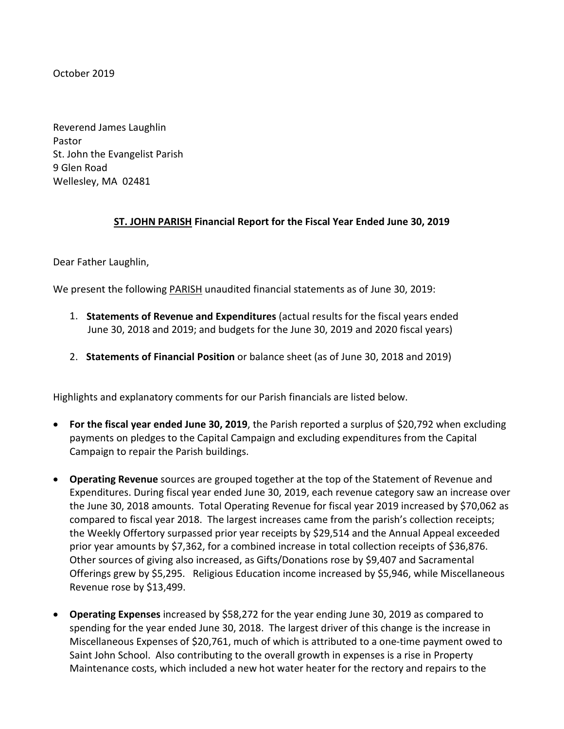October 2019

Reverend James Laughlin
Pastor
St. John the Evangelist Parish
9 Glen Road
Wellesley, MA 02481

**ST. JOHN PARISH Financial Report for the Fiscal Year Ended June 30, 2019**

Dear Father Laughlin,

We present the following PARISH unaudited financial statements as of June 30, 2019:

1. **Statements of Revenue and Expenditures** (actual results for the fiscal years ended June 30, 2018 and 2019; and budgets for the June 30, 2019 and 2020 fiscal years)

2. **Statements of Financial Position** or balance sheet (as of June 30, 2018 and 2019)

Highlights and explanatory comments for our Parish financials are listed below.

- **For the fiscal year ended June 30, 2019**, the Parish reported a surplus of $20,792 when excluding payments on pledges to the Capital Campaign and excluding expenditures from the Capital Campaign to repair the Parish buildings.

- **Operating Revenue** sources are grouped together at the top of the Statement of Revenue and Expenditures. During fiscal year ended June 30, 2019, each revenue category saw an increase over the June 30, 2018 amounts. Total Operating Revenue for fiscal year 2019 increased by $70,062 as compared to fiscal year 2018. The largest increases came from the parish's collection receipts; the Weekly Offertory surpassed prior year receipts by $29,514 and the Annual Appeal exceeded prior year amounts by $7,362, for a combined increase in total collection receipts of $36,876. Other sources of giving also increased, as Gifts/Donations rose by $9,407 and Sacramental Offerings grew by $5,295. Religious Education income increased by $5,946, while Miscellaneous Revenue rose by $13,499.

- **Operating Expenses** increased by $58,272 for the year ending June 30, 2019 as compared to spending for the year ended June 30, 2018. The largest driver of this change is the increase in Miscellaneous Expenses of $20,761, much of which is attributed to a one-time payment owed to Saint John School. Also contributing to the overall growth in expenses is a rise in Property Maintenance costs, which included a new hot water heater for the rectory and repairs to the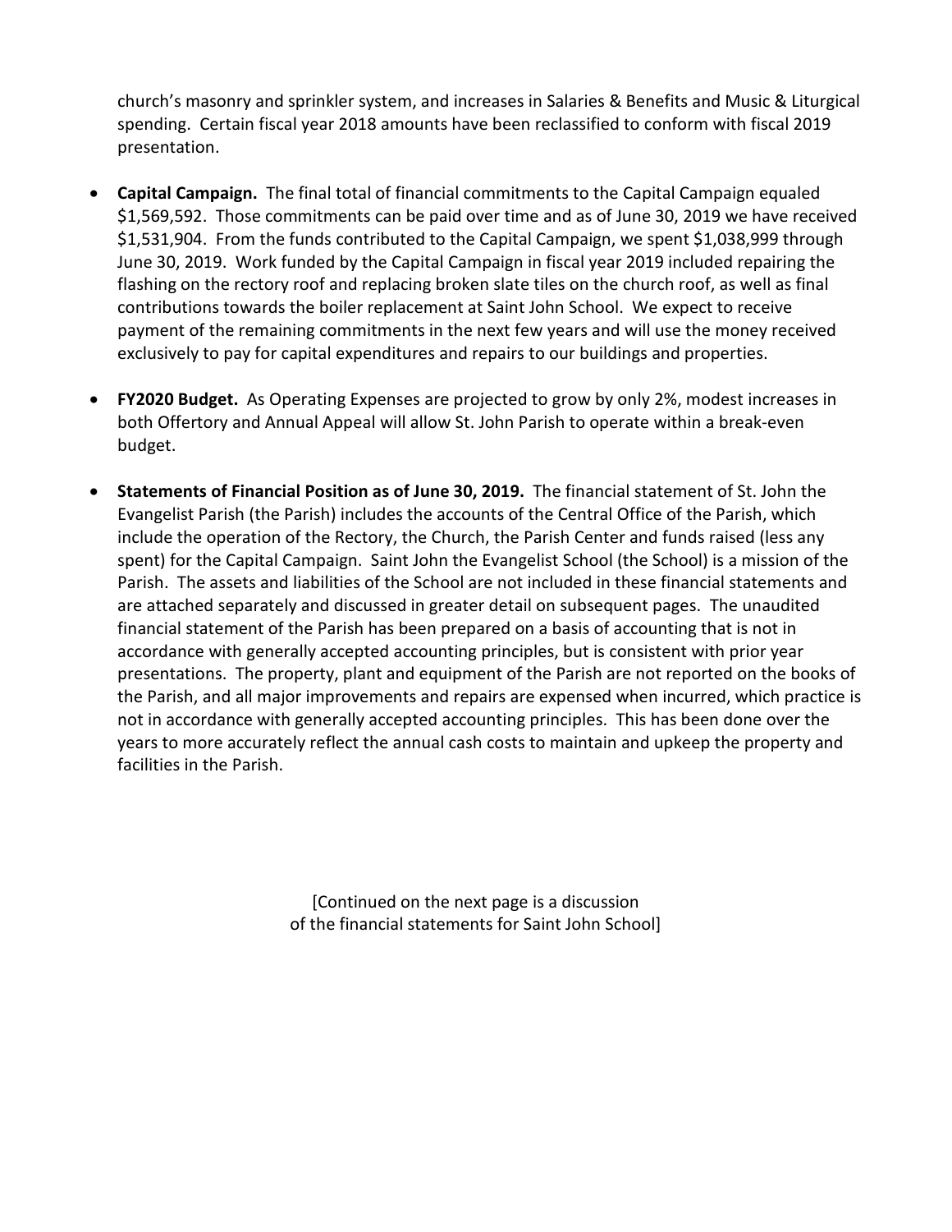church's masonry and sprinkler system, and increases in Salaries & Benefits and Music & Liturgical spending. Certain fiscal year 2018 amounts have been reclassified to conform with fiscal 2019 presentation.

- **Capital Campaign.** The final total of financial commitments to the Capital Campaign equaled $1,569,592. Those commitments can be paid over time and as of June 30, 2019 we have received $1,531,904. From the funds contributed to the Capital Campaign, we spent $1,038,999 through June 30, 2019. Work funded by the Capital Campaign in fiscal year 2019 included repairing the flashing on the rectory roof and replacing broken slate tiles on the church roof, as well as final contributions towards the boiler replacement at Saint John School. We expect to receive payment of the remaining commitments in the next few years and will use the money received exclusively to pay for capital expenditures and repairs to our buildings and properties.

- **FY2020 Budget.** As Operating Expenses are projected to grow by only 2%, modest increases in both Offertory and Annual Appeal will allow St. John Parish to operate within a break-even budget.

- **Statements of Financial Position as of June 30, 2019.** The financial statement of St. John the Evangelist Parish (the Parish) includes the accounts of the Central Office of the Parish, which include the operation of the Rectory, the Church, the Parish Center and funds raised (less any spent) for the Capital Campaign. Saint John the Evangelist School (the School) is a mission of the Parish. The assets and liabilities of the School are not included in these financial statements and are attached separately and discussed in greater detail on subsequent pages. The unaudited financial statement of the Parish has been prepared on a basis of accounting that is not in accordance with generally accepted accounting principles, but is consistent with prior year presentations. The property, plant and equipment of the Parish are not reported on the books of the Parish, and all major improvements and repairs are expensed when incurred, which practice is not in accordance with generally accepted accounting principles. This has been done over the years to more accurately reflect the annual cash costs to maintain and upkeep the property and facilities in the Parish.

[Continued on the next page is a discussion of the financial statements for Saint John School]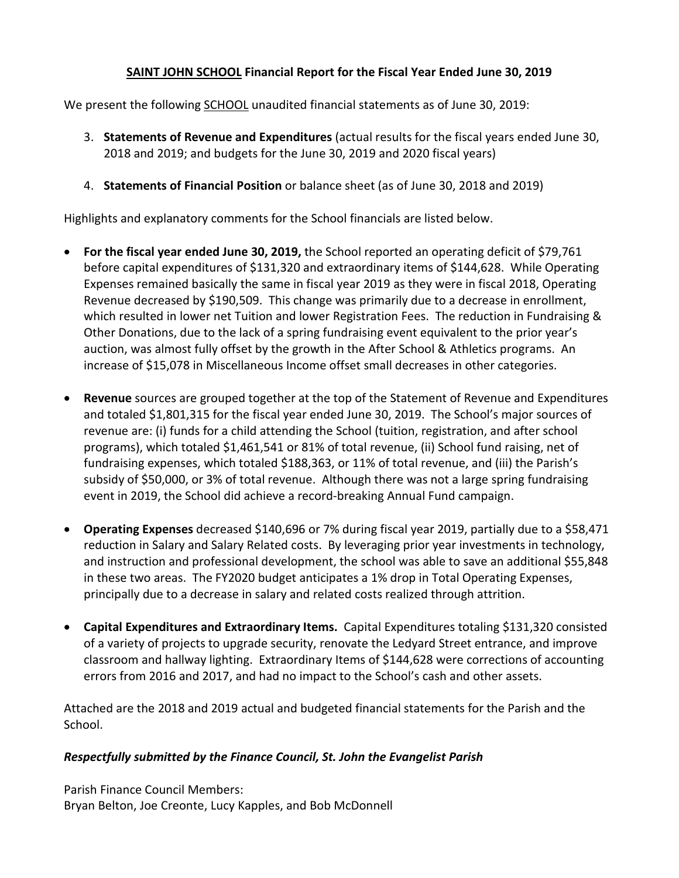**<u>SAINT JOHN SCHOOL</u> Financial Report for the Fiscal Year Ended June 30, 2019**

We present the following <u>SCHOOL</u> unaudited financial statements as of June 30, 2019:

3. **Statements of Revenue and Expenditures** (actual results for the fiscal years ended June 30, 2018 and 2019; and budgets for the June 30, 2019 and 2020 fiscal years)

4. **Statements of Financial Position** or balance sheet (as of June 30, 2018 and 2019)

Highlights and explanatory comments for the School financials are listed below.

- **For the fiscal year ended June 30, 2019,** the School reported an operating deficit of $79,761 before capital expenditures of $131,320 and extraordinary items of $144,628. While Operating Expenses remained basically the same in fiscal year 2019 as they were in fiscal 2018, Operating Revenue decreased by $190,509. This change was primarily due to a decrease in enrollment, which resulted in lower net Tuition and lower Registration Fees. The reduction in Fundraising & Other Donations, due to the lack of a spring fundraising event equivalent to the prior year's auction, was almost fully offset by the growth in the After School & Athletics programs. An increase of $15,078 in Miscellaneous Income offset small decreases in other categories.

- **Revenue** sources are grouped together at the top of the Statement of Revenue and Expenditures and totaled $1,801,315 for the fiscal year ended June 30, 2019. The School's major sources of revenue are: (i) funds for a child attending the School (tuition, registration, and after school programs), which totaled $1,461,541 or 81% of total revenue, (ii) School fund raising, net of fundraising expenses, which totaled $188,363, or 11% of total revenue, and (iii) the Parish's subsidy of $50,000, or 3% of total revenue. Although there was not a large spring fundraising event in 2019, the School did achieve a record-breaking Annual Fund campaign.

- **Operating Expenses** decreased $140,696 or 7% during fiscal year 2019, partially due to a $58,471 reduction in Salary and Salary Related costs. By leveraging prior year investments in technology, and instruction and professional development, the school was able to save an additional $55,848 in these two areas. The FY2020 budget anticipates a 1% drop in Total Operating Expenses, principally due to a decrease in salary and related costs realized through attrition.

- **Capital Expenditures and Extraordinary Items.** Capital Expenditures totaling $131,320 consisted of a variety of projects to upgrade security, renovate the Ledyard Street entrance, and improve classroom and hallway lighting. Extraordinary Items of $144,628 were corrections of accounting errors from 2016 and 2017, and had no impact to the School's cash and other assets.

Attached are the 2018 and 2019 actual and budgeted financial statements for the Parish and the School.

***Respectfully submitted by the Finance Council, St. John the Evangelist Parish***

Parish Finance Council Members:
Bryan Belton, Joe Creonte, Lucy Kapples, and Bob McDonnell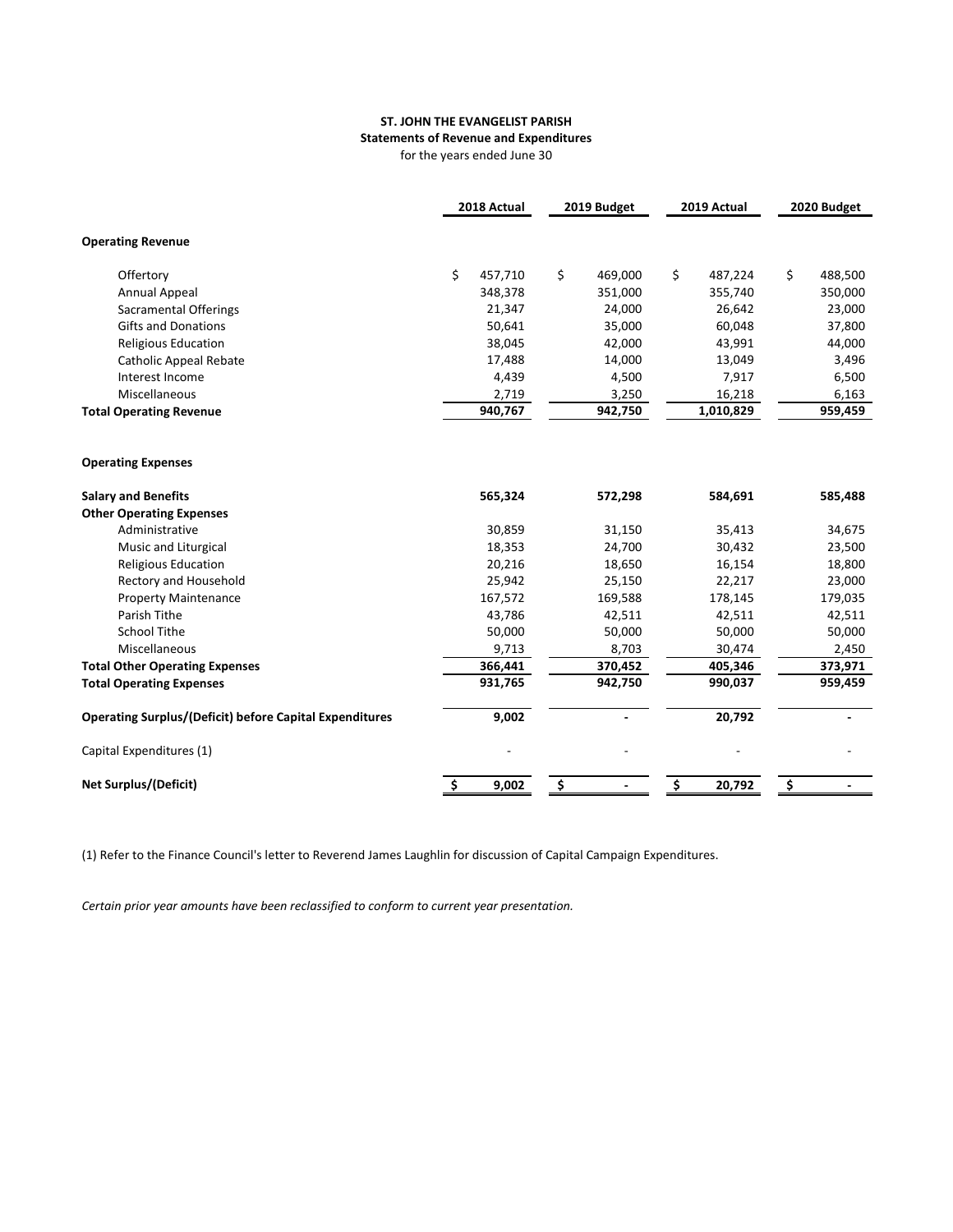**ST. JOHN THE EVANGELIST PARISH**
**Statements of Revenue and Expenditures**
for the years ended June 30

| | 2018 Actual | 2019 Budget | 2019 Actual | 2020 Budget |
|---|---|---|---|---|
| **Operating Revenue** | | | | |
| Offertory | $ 457,710 | $ 469,000 | $ 487,224 | $ 488,500 |
| Annual Appeal | 348,378 | 351,000 | 355,740 | 350,000 |
| Sacramental Offerings | 21,347 | 24,000 | 26,642 | 23,000 |
| Gifts and Donations | 50,641 | 35,000 | 60,048 | 37,800 |
| Religious Education | 38,045 | 42,000 | 43,991 | 44,000 |
| Catholic Appeal Rebate | 17,488 | 14,000 | 13,049 | 3,496 |
| Interest Income | 4,439 | 4,500 | 7,917 | 6,500 |
| Miscellaneous | 2,719 | 3,250 | 16,218 | 6,163 |
| **Total Operating Revenue** | **940,767** | **942,750** | **1,010,829** | **959,459** |
| **Operating Expenses** | | | | |
| **Salary and Benefits** | **565,324** | **572,298** | **584,691** | **585,488** |
| **Other Operating Expenses** | | | | |
| Administrative | 30,859 | 31,150 | 35,413 | 34,675 |
| Music and Liturgical | 18,353 | 24,700 | 30,432 | 23,500 |
| Religious Education | 20,216 | 18,650 | 16,154 | 18,800 |
| Rectory and Household | 25,942 | 25,150 | 22,217 | 23,000 |
| Property Maintenance | 167,572 | 169,588 | 178,145 | 179,035 |
| Parish Tithe | 43,786 | 42,511 | 42,511 | 42,511 |
| School Tithe | 50,000 | 50,000 | 50,000 | 50,000 |
| Miscellaneous | 9,713 | 8,703 | 30,474 | 2,450 |
| **Total Other Operating Expenses** | **366,441** | **370,452** | **405,346** | **373,971** |
| **Total Operating Expenses** | **931,765** | **942,750** | **990,037** | **959,459** |
| **Operating Surplus/(Deficit) before Capital Expenditures** | **9,002** | **-** | **20,792** | **-** |
| Capital Expenditures (1) | - | - | - | - |
| **Net Surplus/(Deficit)** | **$ 9,002** | **$ -** | **$ 20,792** | **$ -** |

(1) Refer to the Finance Council's letter to Reverend James Laughlin for discussion of Capital Campaign Expenditures.

*Certain prior year amounts have been reclassified to conform to current year presentation.*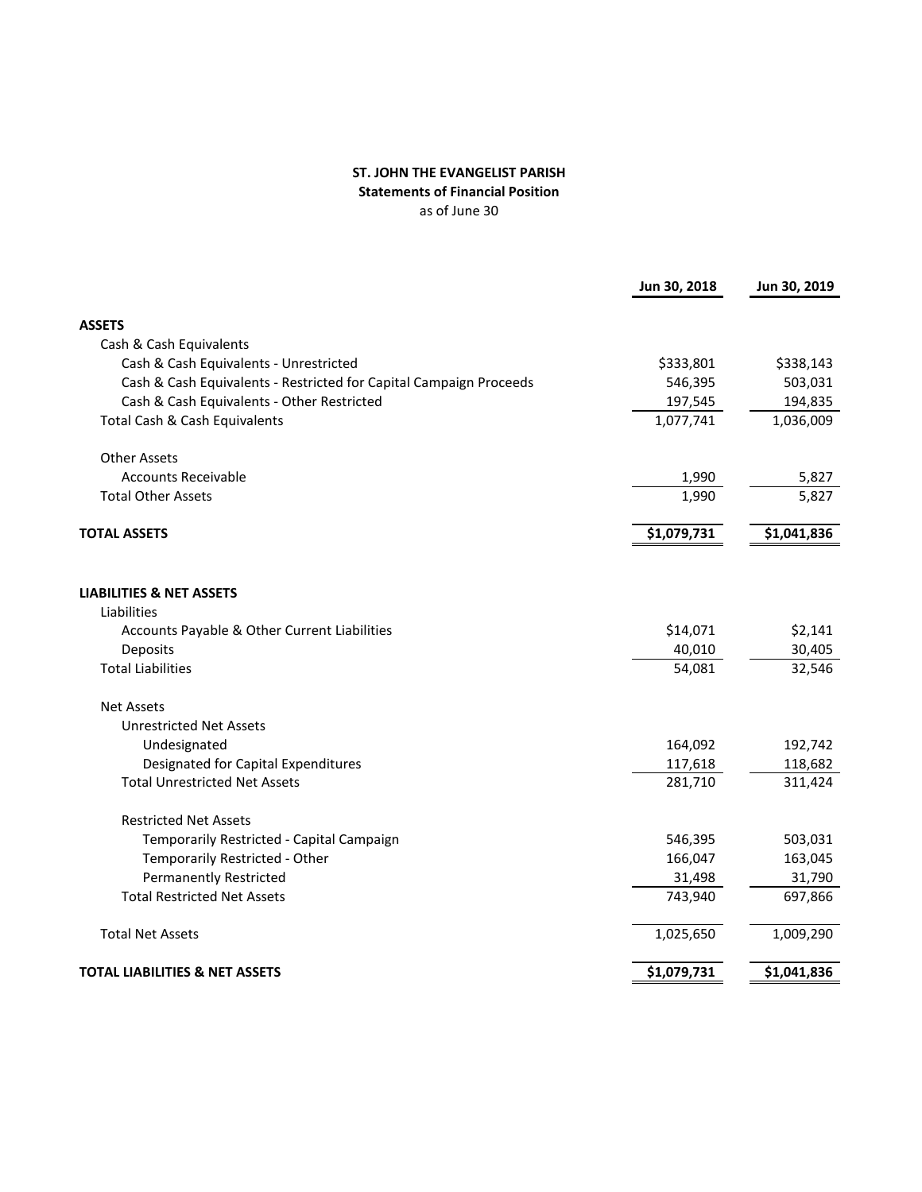**ST. JOHN THE EVANGELIST PARISH**
**Statements of Financial Position**
as of June 30

| | Jun 30, 2018 | Jun 30, 2019 |
|---|---|---|
| **ASSETS** | | |
| Cash & Cash Equivalents | | |
| Cash & Cash Equivalents - Unrestricted | $333,801 | $338,143 |
| Cash & Cash Equivalents - Restricted for Capital Campaign Proceeds | 546,395 | 503,031 |
| Cash & Cash Equivalents - Other Restricted | 197,545 | 194,835 |
| Total Cash & Cash Equivalents | 1,077,741 | 1,036,009 |
| | | |
| Other Assets | | |
| Accounts Receivable | 1,990 | 5,827 |
| Total Other Assets | 1,990 | 5,827 |
| | | |
| **TOTAL ASSETS** | **$1,079,731** | **$1,041,836** |
| | | |
| **LIABILITIES & NET ASSETS** | | |
| Liabilities | | |
| Accounts Payable & Other Current Liabilities | $14,071 | $2,141 |
| Deposits | 40,010 | 30,405 |
| Total Liabilities | 54,081 | 32,546 |
| | | |
| Net Assets | | |
| Unrestricted Net Assets | | |
| Undesignated | 164,092 | 192,742 |
| Designated for Capital Expenditures | 117,618 | 118,682 |
| Total Unrestricted Net Assets | 281,710 | 311,424 |
| | | |
| Restricted Net Assets | | |
| Temporarily Restricted - Capital Campaign | 546,395 | 503,031 |
| Temporarily Restricted - Other | 166,047 | 163,045 |
| Permanently Restricted | 31,498 | 31,790 |
| Total Restricted Net Assets | 743,940 | 697,866 |
| | | |
| Total Net Assets | 1,025,650 | 1,009,290 |
| | | |
| **TOTAL LIABILITIES & NET ASSETS** | **$1,079,731** | **$1,041,836** |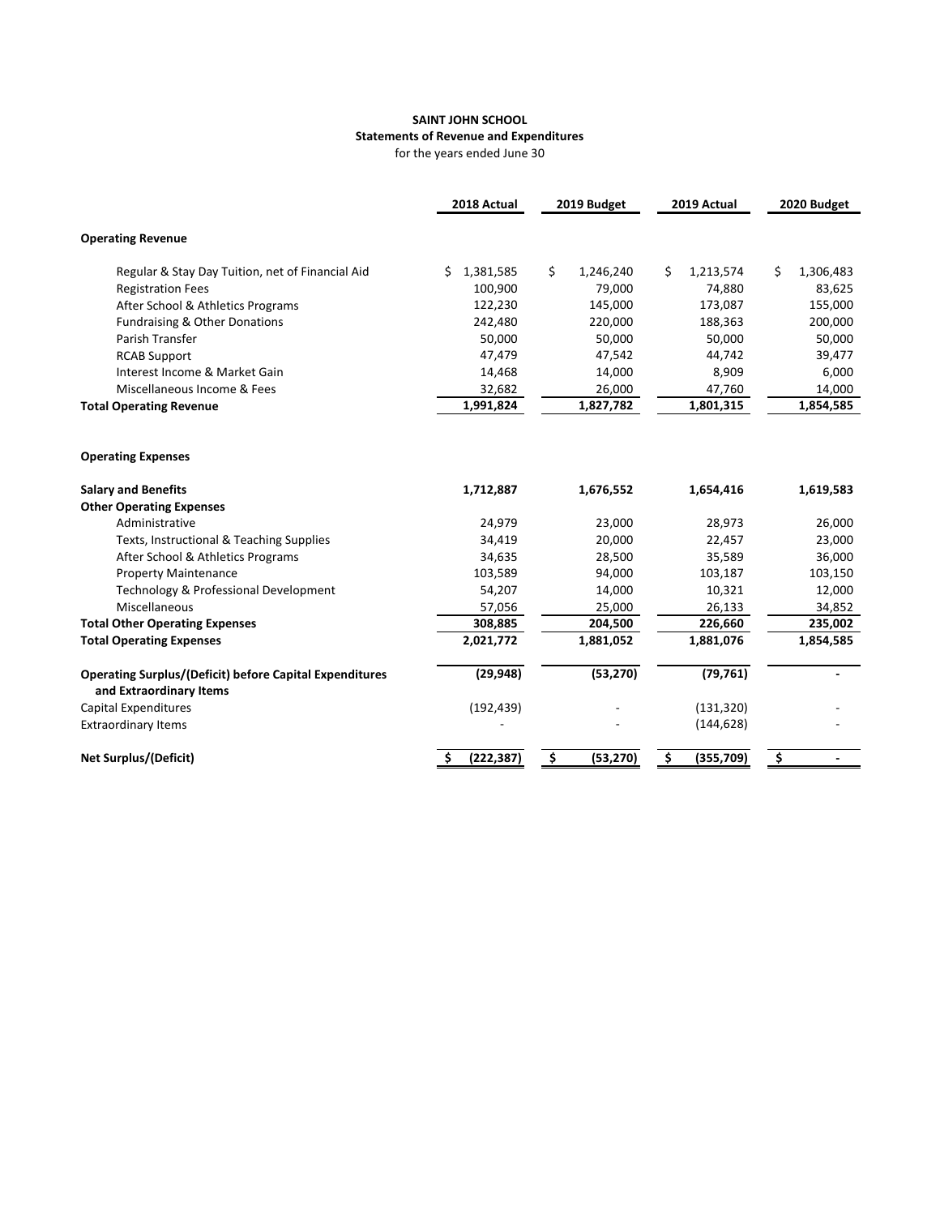**SAINT JOHN SCHOOL**
**Statements of Revenue and Expenditures**
for the years ended June 30

| | 2018 Actual | 2019 Budget | 2019 Actual | 2020 Budget |
|---|---|---|---|---|
| **Operating Revenue** | | | | |
| Regular & Stay Day Tuition, net of Financial Aid | $ 1,381,585 | $ 1,246,240 | $ 1,213,574 | $ 1,306,483 |
| Registration Fees | 100,900 | 79,000 | 74,880 | 83,625 |
| After School & Athletics Programs | 122,230 | 145,000 | 173,087 | 155,000 |
| Fundraising & Other Donations | 242,480 | 220,000 | 188,363 | 200,000 |
| Parish Transfer | 50,000 | 50,000 | 50,000 | 50,000 |
| RCAB Support | 47,479 | 47,542 | 44,742 | 39,477 |
| Interest Income & Market Gain | 14,468 | 14,000 | 8,909 | 6,000 |
| Miscellaneous Income & Fees | 32,682 | 26,000 | 47,760 | 14,000 |
| **Total Operating Revenue** | **1,991,824** | **1,827,782** | **1,801,315** | **1,854,585** |
| **Operating Expenses** | | | | |
| **Salary and Benefits** | **1,712,887** | **1,676,552** | **1,654,416** | **1,619,583** |
| **Other Operating Expenses** | | | | |
| Administrative | 24,979 | 23,000 | 28,973 | 26,000 |
| Texts, Instructional & Teaching Supplies | 34,419 | 20,000 | 22,457 | 23,000 |
| After School & Athletics Programs | 34,635 | 28,500 | 35,589 | 36,000 |
| Property Maintenance | 103,589 | 94,000 | 103,187 | 103,150 |
| Technology & Professional Development | 54,207 | 14,000 | 10,321 | 12,000 |
| Miscellaneous | 57,056 | 25,000 | 26,133 | 34,852 |
| **Total Other Operating Expenses** | **308,885** | **204,500** | **226,660** | **235,002** |
| **Total Operating Expenses** | **2,021,772** | **1,881,052** | **1,881,076** | **1,854,585** |
| **Operating Surplus/(Deficit) before Capital Expenditures and Extraordinary Items** | **(29,948)** | **(53,270)** | **(79,761)** | **-** |
| Capital Expenditures | (192,439) | - | (131,320) | - |
| Extraordinary Items | - | - | (144,628) | - |
| **Net Surplus/(Deficit)** | **$ (222,387)** | **$ (53,270)** | **$ (355,709)** | **$ -** |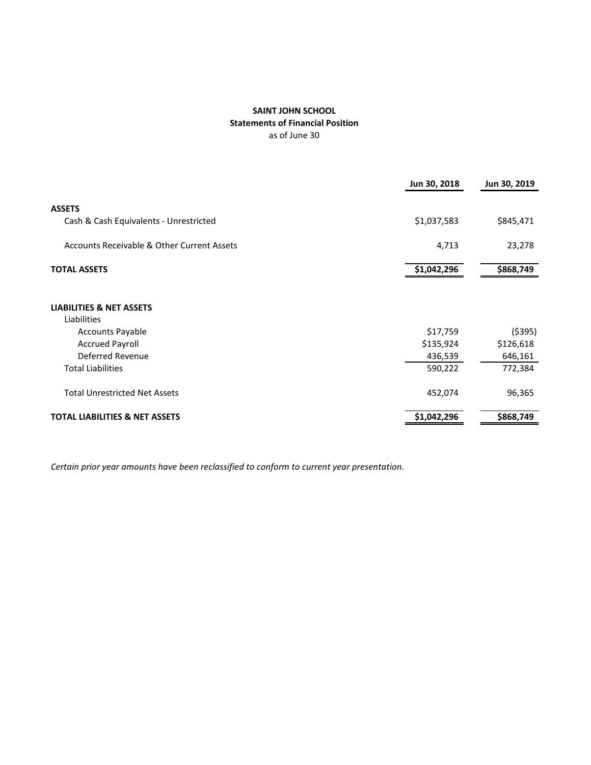**SAINT JOHN SCHOOL**

**Statements of Financial Position**

as of June 30

| | Jun 30, 2018 | Jun 30, 2019 |
|---|---|---|
| **ASSETS** | | |
| Cash & Cash Equivalents - Unrestricted | $1,037,583 | $845,471 |
| Accounts Receivable & Other Current Assets | 4,713 | 23,278 |
| **TOTAL ASSETS** | **$1,042,296** | **$868,749** |
| **LIABILITIES & NET ASSETS** | | |
| Liabilities | | |
| Accounts Payable | $17,759 | ($395) |
| Accrued Payroll | $135,924 | $126,618 |
| Deferred Revenue | 436,539 | 646,161 |
| Total Liabilities | 590,222 | 772,384 |
| Total Unrestricted Net Assets | 452,074 | 96,365 |
| **TOTAL LIABILITIES & NET ASSETS** | **$1,042,296** | **$868,749** |

*Certain prior year amounts have been reclassified to conform to current year presentation.*